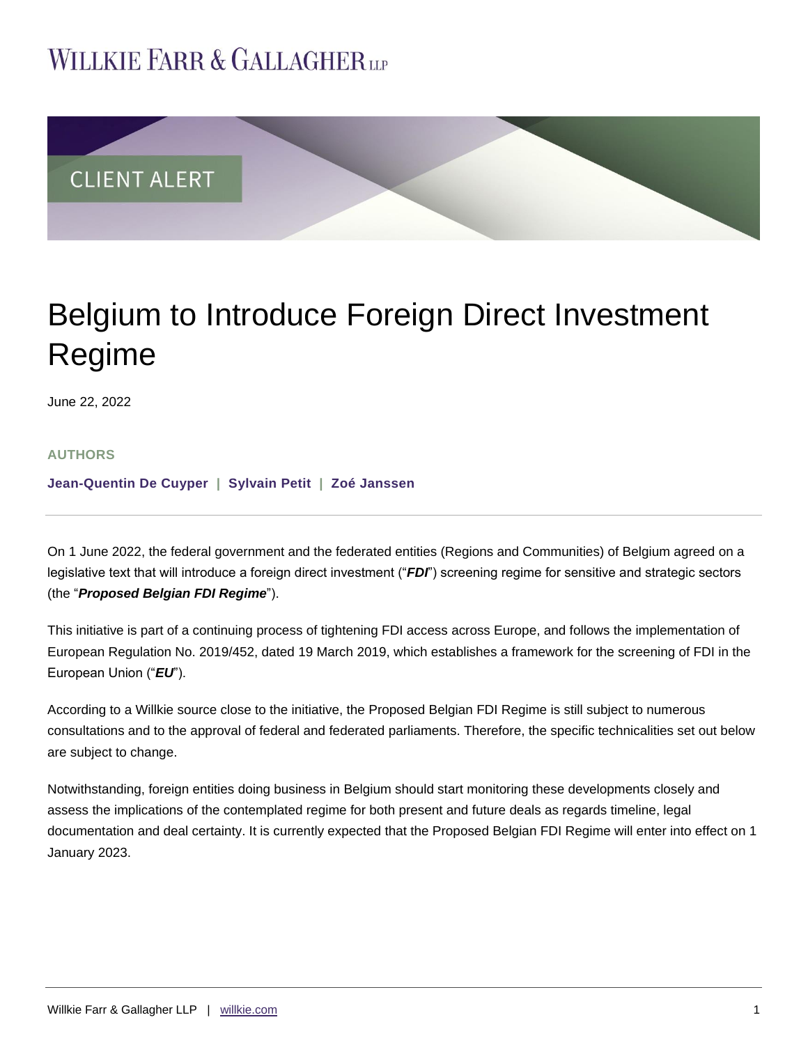# Belgium to Introduce Foreign Direct Investment Regime

June 22, 2022

**AUTHORS**

**Jean-Quentin De Cuyper | Sylvain Petit | Zoé Janssen**

---

On 1 June 2022, the federal government and the federated entities (Regions and Communities) of Belgium agreed on a legislative text that will introduce a foreign direct investment ("***FDI***") screening regime for sensitive and strategic sectors (the "***Proposed Belgian FDI Regime***").

This initiative is part of a continuing process of tightening FDI access across Europe, and follows the implementation of European Regulation No. 2019/452, dated 19 March 2019, which establishes a framework for the screening of FDI in the European Union ("***EU***").

According to a Willkie source close to the initiative, the Proposed Belgian FDI Regime is still subject to numerous consultations and to the approval of federal and federated parliaments. Therefore, the specific technicalities set out below are subject to change.

Notwithstanding, foreign entities doing business in Belgium should start monitoring these developments closely and assess the implications of the contemplated regime for both present and future deals as regards timeline, legal documentation and deal certainty. It is currently expected that the Proposed Belgian FDI Regime will enter into effect on 1 January 2023.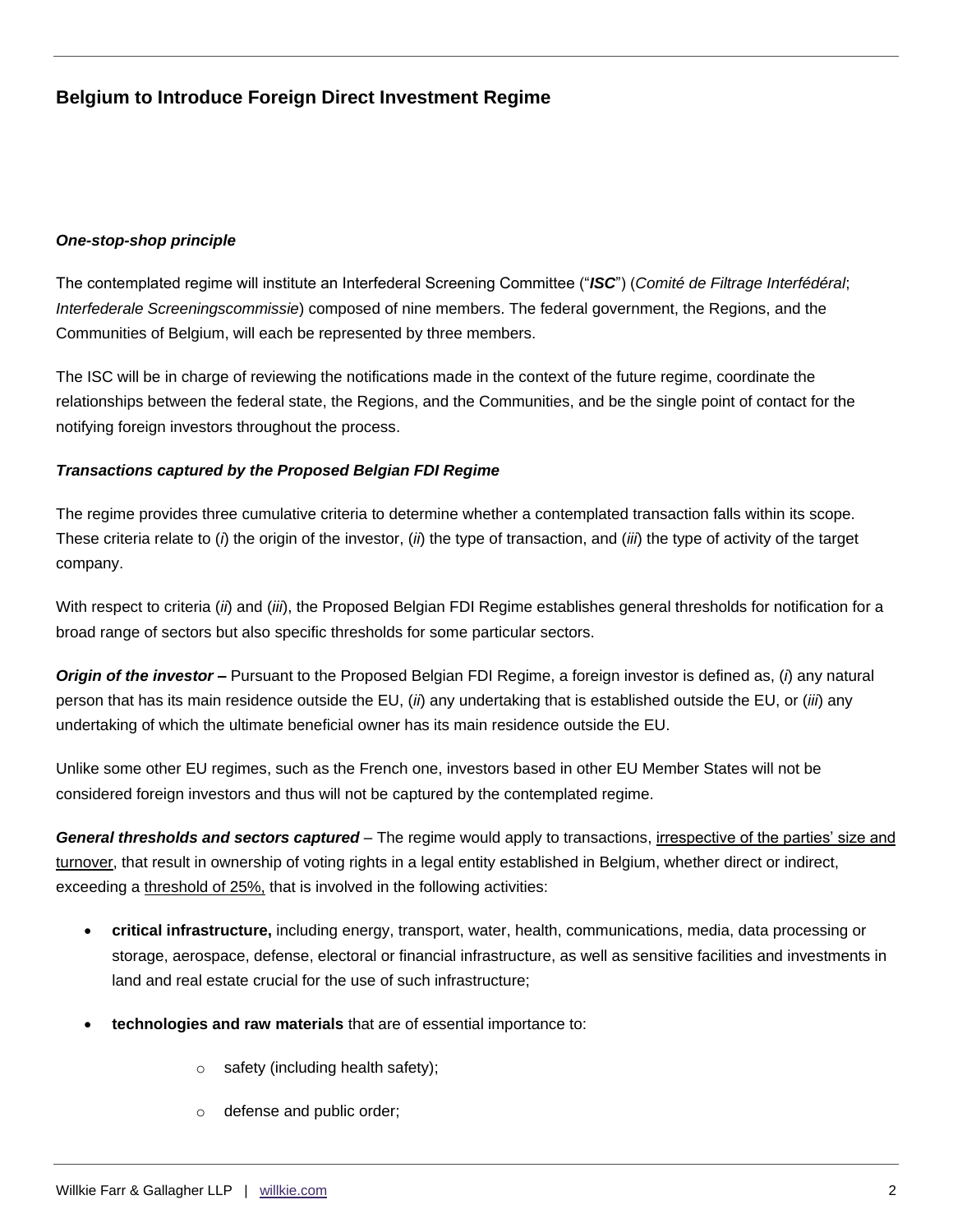***One-stop-shop principle***

The contemplated regime will institute an Interfederal Screening Committee ("***ISC***") (*Comité de Filtrage Interfédéral*; *Interfederale Screeningscommissie*) composed of nine members. The federal government, the Regions, and the Communities of Belgium, will each be represented by three members.

The ISC will be in charge of reviewing the notifications made in the context of the future regime, coordinate the relationships between the federal state, the Regions, and the Communities, and be the single point of contact for the notifying foreign investors throughout the process.

***Transactions captured by the Proposed Belgian FDI Regime***

The regime provides three cumulative criteria to determine whether a contemplated transaction falls within its scope. These criteria relate to (*i*) the origin of the investor, (*ii*) the type of transaction, and (*iii*) the type of activity of the target company.

With respect to criteria (*ii*) and (*iii*), the Proposed Belgian FDI Regime establishes general thresholds for notification for a broad range of sectors but also specific thresholds for some particular sectors.

***Origin of the investor –*** Pursuant to the Proposed Belgian FDI Regime, a foreign investor is defined as, (*i*) any natural person that has its main residence outside the EU, (*ii*) any undertaking that is established outside the EU, or (*iii*) any undertaking of which the ultimate beneficial owner has its main residence outside the EU.

Unlike some other EU regimes, such as the French one, investors based in other EU Member States will not be considered foreign investors and thus will not be captured by the contemplated regime.

***General thresholds and sectors captured*** – The regime would apply to transactions, irrespective of the parties' size and turnover, that result in ownership of voting rights in a legal entity established in Belgium, whether direct or indirect, exceeding a threshold of 25%, that is involved in the following activities:

- **critical infrastructure,** including energy, transport, water, health, communications, media, data processing or storage, aerospace, defense, electoral or financial infrastructure, as well as sensitive facilities and investments in land and real estate crucial for the use of such infrastructure;
- **technologies and raw materials** that are of essential importance to:
  - safety (including health safety);
  - defense and public order;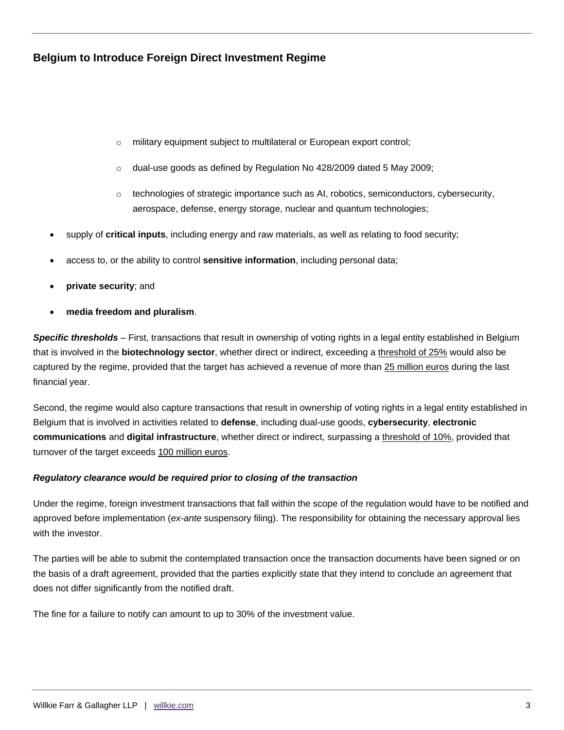- military equipment subject to multilateral or European export control;
    - dual-use goods as defined by Regulation No 428/2009 dated 5 May 2009;
    - technologies of strategic importance such as AI, robotics, semiconductors, cybersecurity, aerospace, defense, energy storage, nuclear and quantum technologies;
- supply of **critical inputs**, including energy and raw materials, as well as relating to food security;
- access to, or the ability to control **sensitive information**, including personal data;
- **private security**; and
- **media freedom and pluralism**.

***Specific thresholds*** – First, transactions that result in ownership of voting rights in a legal entity established in Belgium that is involved in the **biotechnology sector**, whether direct or indirect, exceeding a threshold of 25% would also be captured by the regime, provided that the target has achieved a revenue of more than 25 million euros during the last financial year.

Second, the regime would also capture transactions that result in ownership of voting rights in a legal entity established in Belgium that is involved in activities related to **defense**, including dual-use goods, **cybersecurity**, **electronic communications** and **digital infrastructure**, whether direct or indirect, surpassing a threshold of 10%, provided that turnover of the target exceeds 100 million euros.

***Regulatory clearance would be required prior to closing of the transaction***

Under the regime, foreign investment transactions that fall within the scope of the regulation would have to be notified and approved before implementation (*ex-ante* suspensory filing). The responsibility for obtaining the necessary approval lies with the investor.

The parties will be able to submit the contemplated transaction once the transaction documents have been signed or on the basis of a draft agreement, provided that the parties explicitly state that they intend to conclude an agreement that does not differ significantly from the notified draft.

The fine for a failure to notify can amount to up to 30% of the investment value.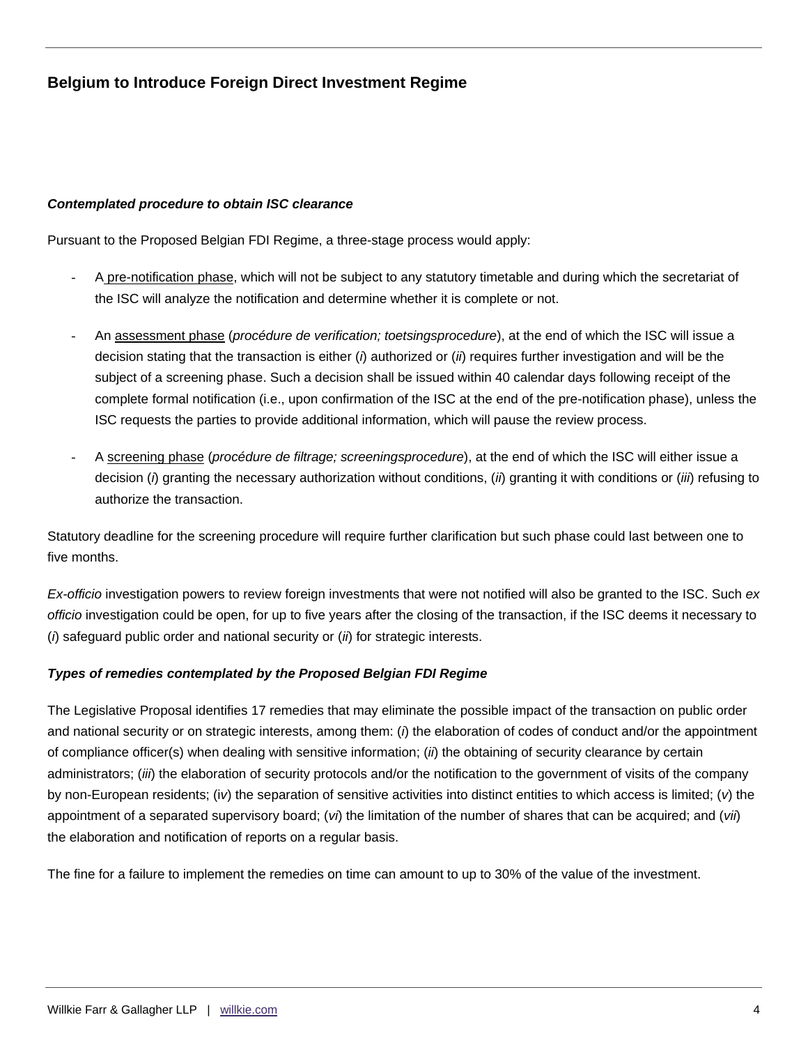### *Contemplated procedure to obtain ISC clearance*

Pursuant to the Proposed Belgian FDI Regime, a three-stage process would apply:

- A pre-notification phase, which will not be subject to any statutory timetable and during which the secretariat of the ISC will analyze the notification and determine whether it is complete or not.
- An assessment phase (*procédure de verification; toetsingsprocedure*), at the end of which the ISC will issue a decision stating that the transaction is either (*i*) authorized or (*ii*) requires further investigation and will be the subject of a screening phase. Such a decision shall be issued within 40 calendar days following receipt of the complete formal notification (i.e., upon confirmation of the ISC at the end of the pre-notification phase), unless the ISC requests the parties to provide additional information, which will pause the review process.
- A screening phase (*procédure de filtrage; screeningsprocedure*), at the end of which the ISC will either issue a decision (*i*) granting the necessary authorization without conditions, (*ii*) granting it with conditions or (*iii*) refusing to authorize the transaction.

Statutory deadline for the screening procedure will require further clarification but such phase could last between one to five months.

*Ex-officio* investigation powers to review foreign investments that were not notified will also be granted to the ISC. Such *ex officio* investigation could be open, for up to five years after the closing of the transaction, if the ISC deems it necessary to (*i*) safeguard public order and national security or (*ii*) for strategic interests.

### *Types of remedies contemplated by the Proposed Belgian FDI Regime*

The Legislative Proposal identifies 17 remedies that may eliminate the possible impact of the transaction on public order and national security or on strategic interests, among them: (*i*) the elaboration of codes of conduct and/or the appointment of compliance officer(s) when dealing with sensitive information; (*ii*) the obtaining of security clearance by certain administrators; (*iii*) the elaboration of security protocols and/or the notification to the government of visits of the company by non-European residents; (i*v*) the separation of sensitive activities into distinct entities to which access is limited; (*v*) the appointment of a separated supervisory board; (*vi*) the limitation of the number of shares that can be acquired; and (*vii*) the elaboration and notification of reports on a regular basis.

The fine for a failure to implement the remedies on time can amount to up to 30% of the value of the investment.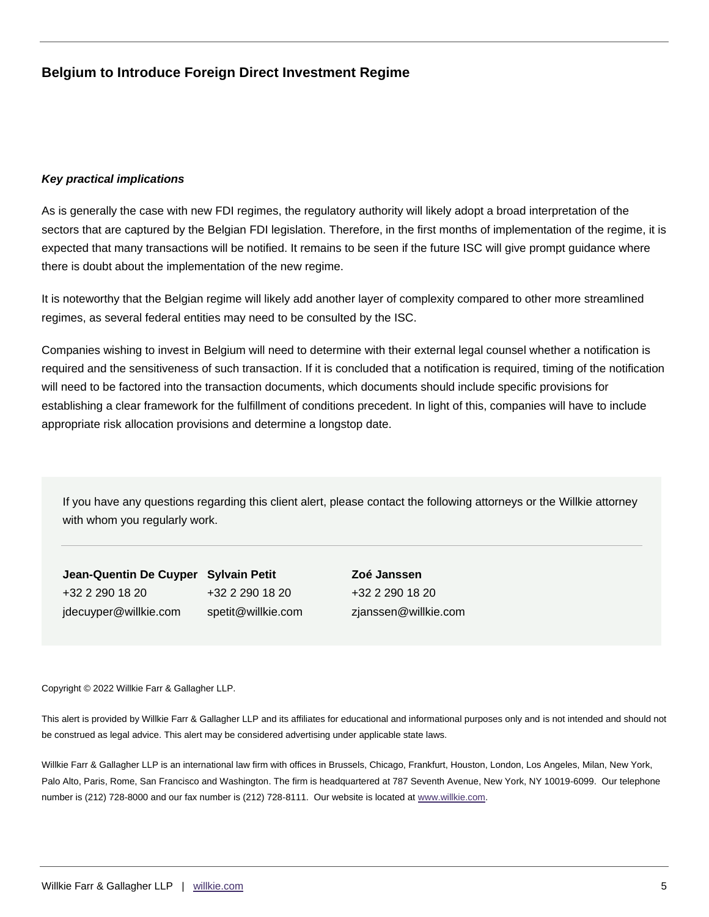***Key practical implications***

As is generally the case with new FDI regimes, the regulatory authority will likely adopt a broad interpretation of the sectors that are captured by the Belgian FDI legislation. Therefore, in the first months of implementation of the regime, it is expected that many transactions will be notified. It remains to be seen if the future ISC will give prompt guidance where there is doubt about the implementation of the new regime.

It is noteworthy that the Belgian regime will likely add another layer of complexity compared to other more streamlined regimes, as several federal entities may need to be consulted by the ISC.

Companies wishing to invest in Belgium will need to determine with their external legal counsel whether a notification is required and the sensitiveness of such transaction. If it is concluded that a notification is required, timing of the notification will need to be factored into the transaction documents, which documents should include specific provisions for establishing a clear framework for the fulfillment of conditions precedent. In light of this, companies will have to include appropriate risk allocation provisions and determine a longstop date.

If you have any questions regarding this client alert, please contact the following attorneys or the Willkie attorney with whom you regularly work.

| | | |
|---|---|---|
| **Jean-Quentin De Cuyper** | **Sylvain Petit** | **Zoé Janssen** |
| +32 2 290 18 20 | +32 2 290 18 20 | +32 2 290 18 20 |
| jdecuyper@willkie.com | spetit@willkie.com | zjanssen@willkie.com |

Copyright © 2022 Willkie Farr & Gallagher LLP.

This alert is provided by Willkie Farr & Gallagher LLP and its affiliates for educational and informational purposes only and is not intended and should not be construed as legal advice. This alert may be considered advertising under applicable state laws.

Willkie Farr & Gallagher LLP is an international law firm with offices in Brussels, Chicago, Frankfurt, Houston, London, Los Angeles, Milan, New York, Palo Alto, Paris, Rome, San Francisco and Washington. The firm is headquartered at 787 Seventh Avenue, New York, NY 10019-6099. Our telephone number is (212) 728-8000 and our fax number is (212) 728-8111. Our website is located at [www.willkie.com](http://www.willkie.com).